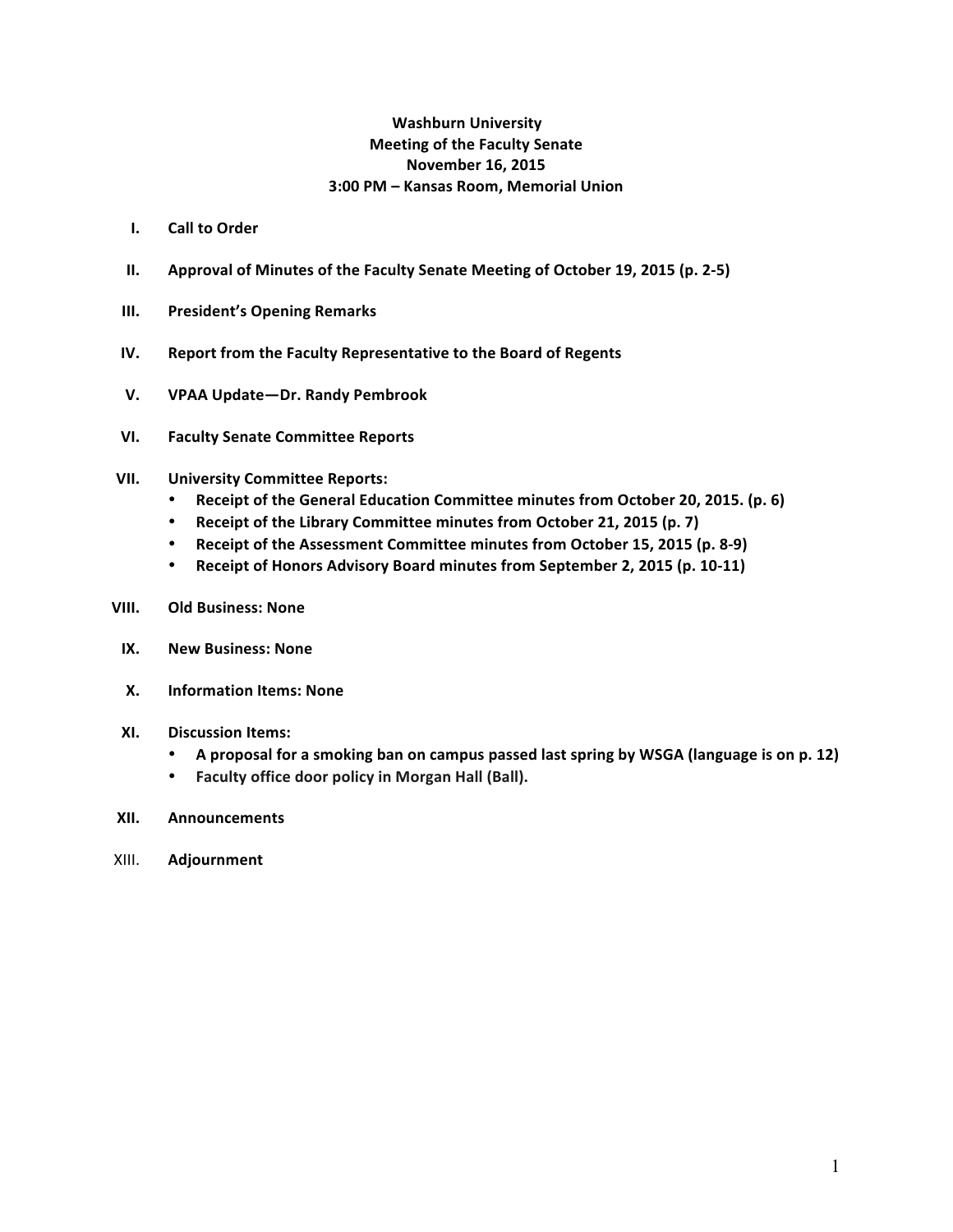**Washburn University**
**Meeting of the Faculty Senate**
**November 16, 2015**
**3:00 PM – Kansas Room, Memorial Union**

I. **Call to Order**

II. **Approval of Minutes of the Faculty Senate Meeting of October 19, 2015 (p. 2-5)**

III. **President's Opening Remarks**

IV. **Report from the Faculty Representative to the Board of Regents**

V. **VPAA Update—Dr. Randy Pembrook**

VI. **Faculty Senate Committee Reports**

VII. **University Committee Reports:**
- **Receipt of the General Education Committee minutes from October 20, 2015. (p. 6)**
- **Receipt of the Library Committee minutes from October 21, 2015 (p. 7)**
- **Receipt of the Assessment Committee minutes from October 15, 2015 (p. 8-9)**
- **Receipt of Honors Advisory Board minutes from September 2, 2015 (p. 10-11)**

VIII. **Old Business: None**

IX. **New Business: None**

X. **Information Items: None**

XI. **Discussion Items:**
- **A proposal for a smoking ban on campus passed last spring by WSGA (language is on p. 12)**
- **Faculty office door policy in Morgan Hall (Ball).**

XII. **Announcements**

XIII. **Adjournment**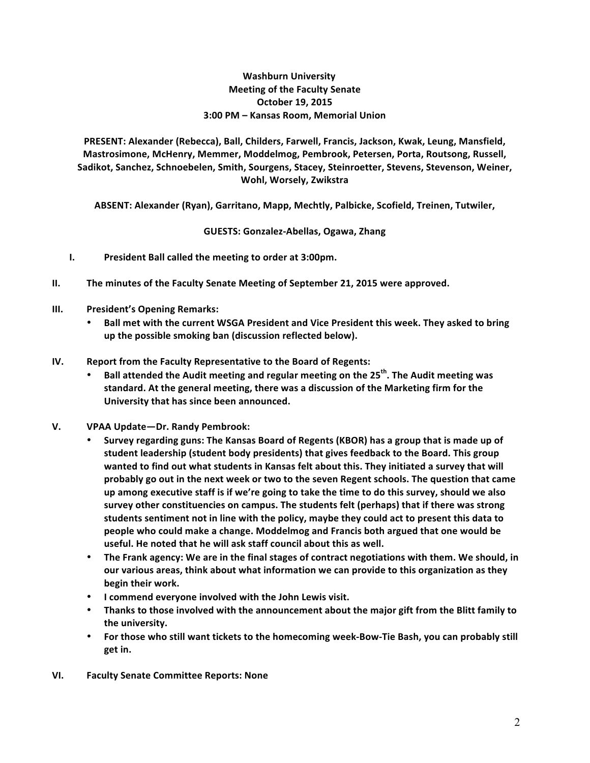**Washburn University**
**Meeting of the Faculty Senate**
**October 19, 2015**
**3:00 PM – Kansas Room, Memorial Union**

**PRESENT: Alexander (Rebecca), Ball, Childers, Farwell, Francis, Jackson, Kwak, Leung, Mansfield, Mastrosimone, McHenry, Memmer, Moddelmog, Pembrook, Petersen, Porta, Routsong, Russell, Sadikot, Sanchez, Schnoebelen, Smith, Sourgens, Stacey, Steinroetter, Stevens, Stevenson, Weiner, Wohl, Worsely, Zwikstra**

**ABSENT: Alexander (Ryan), Garritano, Mapp, Mechtly, Palbicke, Scofield, Treinen, Tutwiler,**

**GUESTS: Gonzalez-Abellas, Ogawa, Zhang**

I. **President Ball called the meeting to order at 3:00pm.**

II. **The minutes of the Faculty Senate Meeting of September 21, 2015 were approved.**

III. **President's Opening Remarks:**
   - **Ball met with the current WSGA President and Vice President this week. They asked to bring up the possible smoking ban (discussion reflected below).**

IV. **Report from the Faculty Representative to the Board of Regents:**
   - **Ball attended the Audit meeting and regular meeting on the 25th. The Audit meeting was standard. At the general meeting, there was a discussion of the Marketing firm for the University that has since been announced.**

V. **VPAA Update—Dr. Randy Pembrook:**
   - **Survey regarding guns: The Kansas Board of Regents (KBOR) has a group that is made up of student leadership (student body presidents) that gives feedback to the Board. This group wanted to find out what students in Kansas felt about this. They initiated a survey that will probably go out in the next week or two to the seven Regent schools. The question that came up among executive staff is if we're going to take the time to do this survey, should we also survey other constituencies on campus. The students felt (perhaps) that if there was strong students sentiment not in line with the policy, maybe they could act to present this data to people who could make a change. Moddelmog and Francis both argued that one would be useful. He noted that he will ask staff council about this as well.**
   - **The Frank agency: We are in the final stages of contract negotiations with them. We should, in our various areas, think about what information we can provide to this organization as they begin their work.**
   - **I commend everyone involved with the John Lewis visit.**
   - **Thanks to those involved with the announcement about the major gift from the Blitt family to the university.**
   - **For those who still want tickets to the homecoming week-Bow-Tie Bash, you can probably still get in.**

VI. **Faculty Senate Committee Reports: None**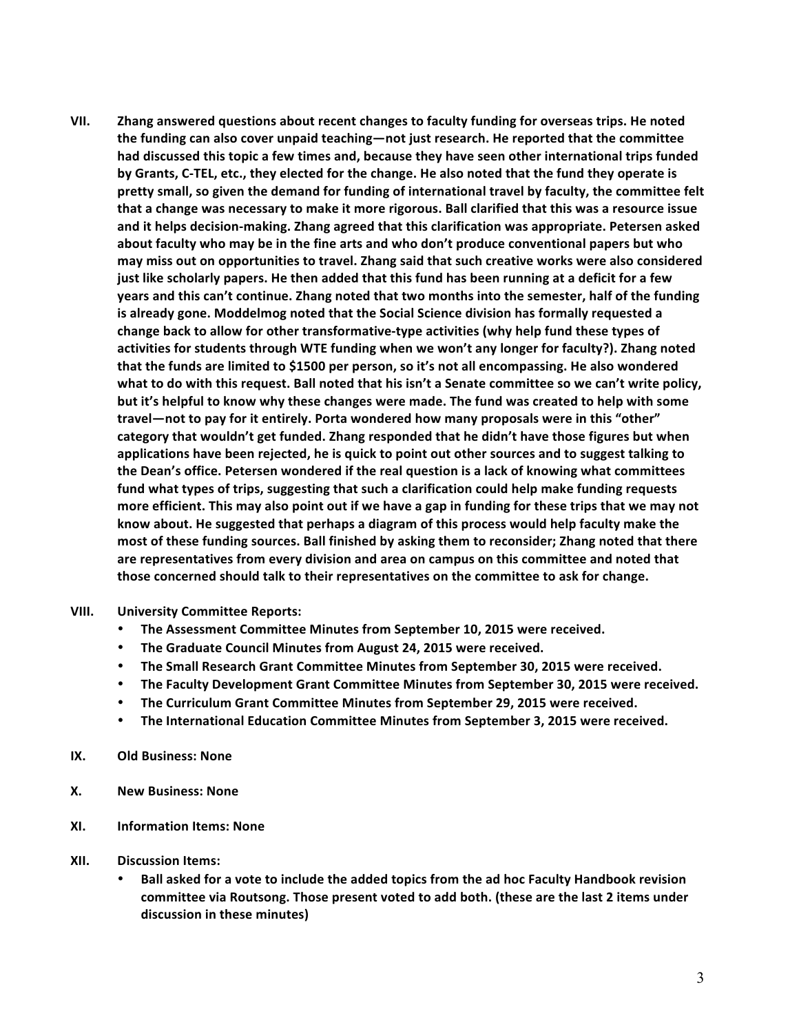**VII. Zhang answered questions about recent changes to faculty funding for overseas trips. He noted the funding can also cover unpaid teaching—not just research. He reported that the committee had discussed this topic a few times and, because they have seen other international trips funded by Grants, C-TEL, etc., they elected for the change. He also noted that the fund they operate is pretty small, so given the demand for funding of international travel by faculty, the committee felt that a change was necessary to make it more rigorous. Ball clarified that this was a resource issue and it helps decision-making. Zhang agreed that this clarification was appropriate. Petersen asked about faculty who may be in the fine arts and who don't produce conventional papers but who may miss out on opportunities to travel. Zhang said that such creative works were also considered just like scholarly papers. He then added that this fund has been running at a deficit for a few years and this can't continue. Zhang noted that two months into the semester, half of the funding is already gone. Moddelmog noted that the Social Science division has formally requested a change back to allow for other transformative-type activities (why help fund these types of activities for students through WTE funding when we won't any longer for faculty?). Zhang noted that the funds are limited to $1500 per person, so it's not all encompassing. He also wondered what to do with this request. Ball noted that his isn't a Senate committee so we can't write policy, but it's helpful to know why these changes were made. The fund was created to help with some travel—not to pay for it entirely. Porta wondered how many proposals were in this "other" category that wouldn't get funded. Zhang responded that he didn't have those figures but when applications have been rejected, he is quick to point out other sources and to suggest talking to the Dean's office. Petersen wondered if the real question is a lack of knowing what committees fund what types of trips, suggesting that such a clarification could help make funding requests more efficient. This may also point out if we have a gap in funding for these trips that we may not know about. He suggested that perhaps a diagram of this process would help faculty make the most of these funding sources. Ball finished by asking them to reconsider; Zhang noted that there are representatives from every division and area on campus on this committee and noted that those concerned should talk to their representatives on the committee to ask for change.**

**VIII. University Committee Reports:**

- **The Assessment Committee Minutes from September 10, 2015 were received.**
- **The Graduate Council Minutes from August 24, 2015 were received.**
- **The Small Research Grant Committee Minutes from September 30, 2015 were received.**
- **The Faculty Development Grant Committee Minutes from September 30, 2015 were received.**
- **The Curriculum Grant Committee Minutes from September 29, 2015 were received.**
- **The International Education Committee Minutes from September 3, 2015 were received.**

**IX. Old Business: None**

**X. New Business: None**

**XI. Information Items: None**

**XII. Discussion Items:**

- **Ball asked for a vote to include the added topics from the ad hoc Faculty Handbook revision committee via Routsong. Those present voted to add both. (these are the last 2 items under discussion in these minutes)**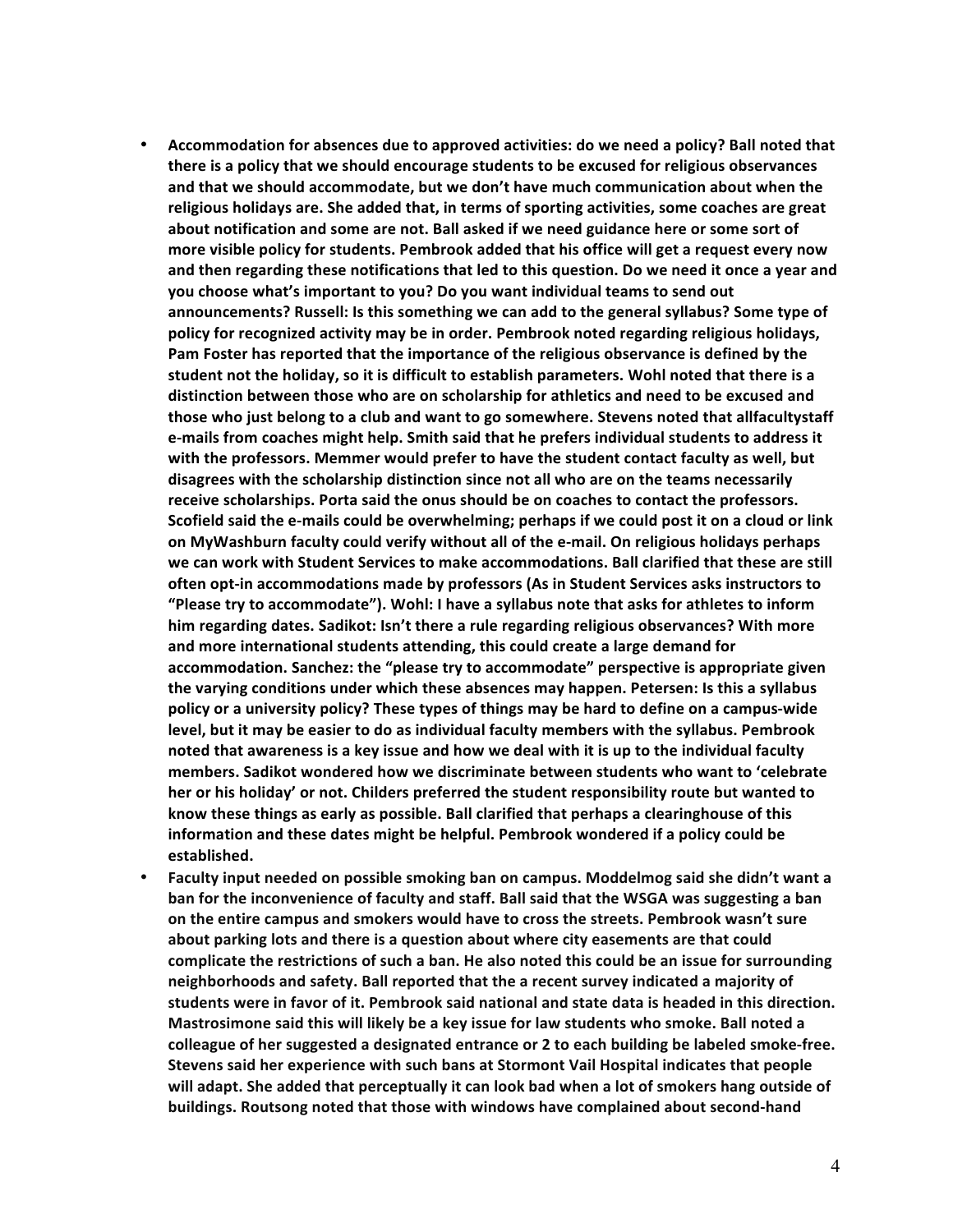- **Accommodation for absences due to approved activities: do we need a policy? Ball noted that there is a policy that we should encourage students to be excused for religious observances and that we should accommodate, but we don't have much communication about when the religious holidays are. She added that, in terms of sporting activities, some coaches are great about notification and some are not. Ball asked if we need guidance here or some sort of more visible policy for students. Pembrook added that his office will get a request every now and then regarding these notifications that led to this question. Do we need it once a year and you choose what's important to you? Do you want individual teams to send out announcements? Russell: Is this something we can add to the general syllabus? Some type of policy for recognized activity may be in order. Pembrook noted regarding religious holidays, Pam Foster has reported that the importance of the religious observance is defined by the student not the holiday, so it is difficult to establish parameters. Wohl noted that there is a distinction between those who are on scholarship for athletics and need to be excused and those who just belong to a club and want to go somewhere. Stevens noted that allfacultystaff e-mails from coaches might help. Smith said that he prefers individual students to address it with the professors. Memmer would prefer to have the student contact faculty as well, but disagrees with the scholarship distinction since not all who are on the teams necessarily receive scholarships. Porta said the onus should be on coaches to contact the professors. Scofield said the e-mails could be overwhelming; perhaps if we could post it on a cloud or link on MyWashburn faculty could verify without all of the e-mail. On religious holidays perhaps we can work with Student Services to make accommodations. Ball clarified that these are still often opt-in accommodations made by professors (As in Student Services asks instructors to "Please try to accommodate"). Wohl: I have a syllabus note that asks for athletes to inform him regarding dates. Sadikot: Isn't there a rule regarding religious observances? With more and more international students attending, this could create a large demand for accommodation. Sanchez: the "please try to accommodate" perspective is appropriate given the varying conditions under which these absences may happen. Petersen: Is this a syllabus policy or a university policy? These types of things may be hard to define on a campus-wide level, but it may be easier to do as individual faculty members with the syllabus. Pembrook noted that awareness is a key issue and how we deal with it is up to the individual faculty members. Sadikot wondered how we discriminate between students who want to 'celebrate her or his holiday' or not. Childers preferred the student responsibility route but wanted to know these things as early as possible. Ball clarified that perhaps a clearinghouse of this information and these dates might be helpful. Pembrook wondered if a policy could be established.**
- **Faculty input needed on possible smoking ban on campus. Moddelmog said she didn't want a ban for the inconvenience of faculty and staff. Ball said that the WSGA was suggesting a ban on the entire campus and smokers would have to cross the streets. Pembrook wasn't sure about parking lots and there is a question about where city easements are that could complicate the restrictions of such a ban. He also noted this could be an issue for surrounding neighborhoods and safety. Ball reported that the a recent survey indicated a majority of students were in favor of it. Pembrook said national and state data is headed in this direction. Mastrosimone said this will likely be a key issue for law students who smoke. Ball noted a colleague of her suggested a designated entrance or 2 to each building be labeled smoke-free. Stevens said her experience with such bans at Stormont Vail Hospital indicates that people will adapt. She added that perceptually it can look bad when a lot of smokers hang outside of buildings. Routsong noted that those with windows have complained about second-hand**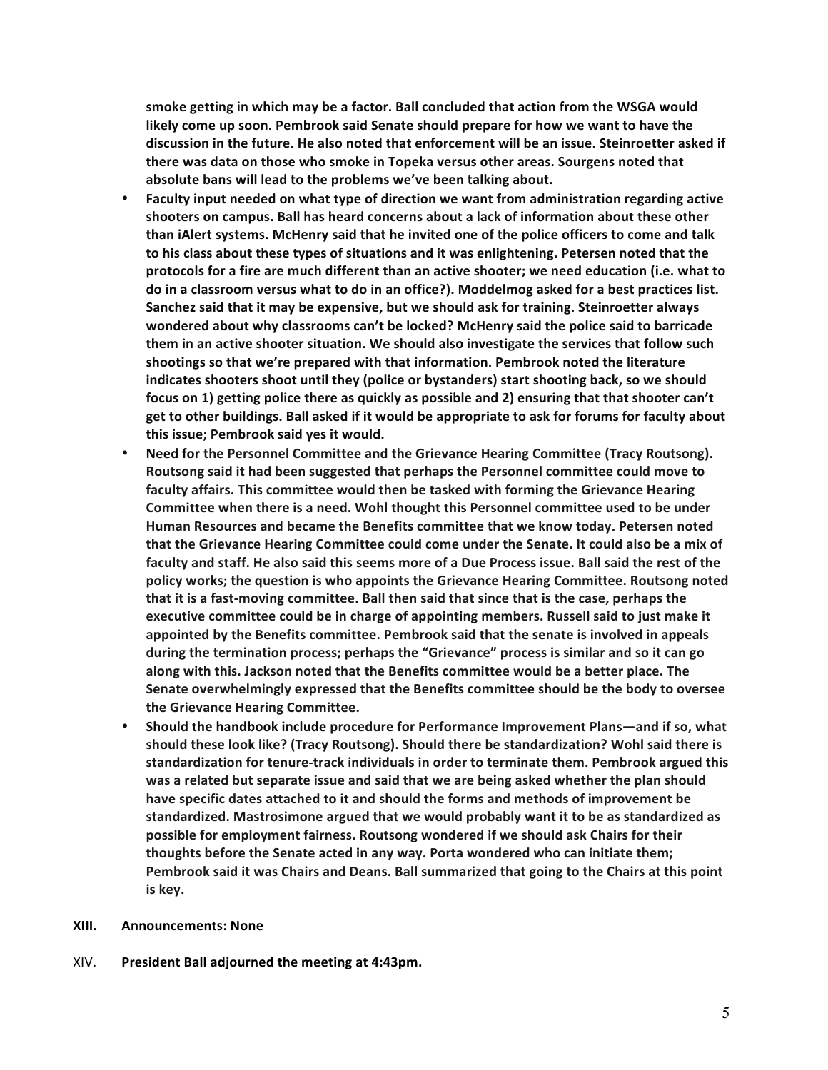**smoke getting in which may be a factor. Ball concluded that action from the WSGA would likely come up soon. Pembrook said Senate should prepare for how we want to have the discussion in the future. He also noted that enforcement will be an issue. Steinroetter asked if there was data on those who smoke in Topeka versus other areas. Sourgens noted that absolute bans will lead to the problems we've been talking about.**

- **Faculty input needed on what type of direction we want from administration regarding active shooters on campus. Ball has heard concerns about a lack of information about these other than iAlert systems. McHenry said that he invited one of the police officers to come and talk to his class about these types of situations and it was enlightening. Petersen noted that the protocols for a fire are much different than an active shooter; we need education (i.e. what to do in a classroom versus what to do in an office?). Moddelmog asked for a best practices list. Sanchez said that it may be expensive, but we should ask for training. Steinroetter always wondered about why classrooms can't be locked? McHenry said the police said to barricade them in an active shooter situation. We should also investigate the services that follow such shootings so that we're prepared with that information. Pembrook noted the literature indicates shooters shoot until they (police or bystanders) start shooting back, so we should focus on 1) getting police there as quickly as possible and 2) ensuring that that shooter can't get to other buildings. Ball asked if it would be appropriate to ask for forums for faculty about this issue; Pembrook said yes it would.**
- **Need for the Personnel Committee and the Grievance Hearing Committee (Tracy Routsong). Routsong said it had been suggested that perhaps the Personnel committee could move to faculty affairs. This committee would then be tasked with forming the Grievance Hearing Committee when there is a need. Wohl thought this Personnel committee used to be under Human Resources and became the Benefits committee that we know today. Petersen noted that the Grievance Hearing Committee could come under the Senate. It could also be a mix of faculty and staff. He also said this seems more of a Due Process issue. Ball said the rest of the policy works; the question is who appoints the Grievance Hearing Committee. Routsong noted that it is a fast-moving committee. Ball then said that since that is the case, perhaps the executive committee could be in charge of appointing members. Russell said to just make it appointed by the Benefits committee. Pembrook said that the senate is involved in appeals during the termination process; perhaps the "Grievance" process is similar and so it can go along with this. Jackson noted that the Benefits committee would be a better place. The Senate overwhelmingly expressed that the Benefits committee should be the body to oversee the Grievance Hearing Committee.**
- **Should the handbook include procedure for Performance Improvement Plans—and if so, what should these look like? (Tracy Routsong). Should there be standardization? Wohl said there is standardization for tenure-track individuals in order to terminate them. Pembrook argued this was a related but separate issue and said that we are being asked whether the plan should have specific dates attached to it and should the forms and methods of improvement be standardized. Mastrosimone argued that we would probably want it to be as standardized as possible for employment fairness. Routsong wondered if we should ask Chairs for their thoughts before the Senate acted in any way. Porta wondered who can initiate them; Pembrook said it was Chairs and Deans. Ball summarized that going to the Chairs at this point is key.**

**XIII. Announcements: None**

XIV. **President Ball adjourned the meeting at 4:43pm.**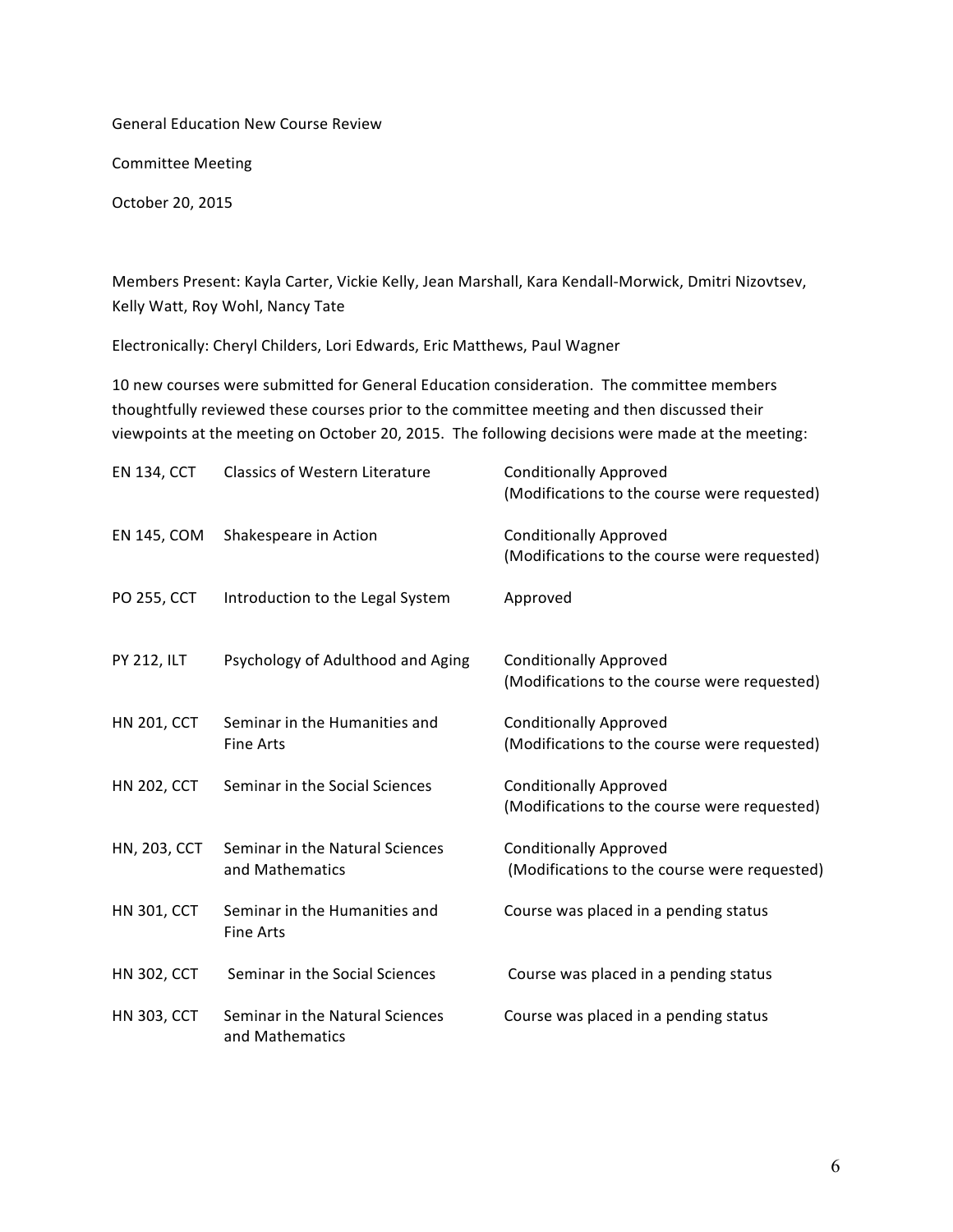General Education New Course Review

Committee Meeting

October 20, 2015

Members Present: Kayla Carter, Vickie Kelly, Jean Marshall, Kara Kendall-Morwick, Dmitri Nizovtsev, Kelly Watt, Roy Wohl, Nancy Tate

Electronically: Cheryl Childers, Lori Edwards, Eric Matthews, Paul Wagner

10 new courses were submitted for General Education consideration. The committee members thoughtfully reviewed these courses prior to the committee meeting and then discussed their viewpoints at the meeting on October 20, 2015. The following decisions were made at the meeting:

| | | |
|---|---|---|
| EN 134, CCT | Classics of Western Literature | Conditionally Approved (Modifications to the course were requested) |
| EN 145, COM | Shakespeare in Action | Conditionally Approved (Modifications to the course were requested) |
| PO 255, CCT | Introduction to the Legal System | Approved |
| PY 212, ILT | Psychology of Adulthood and Aging | Conditionally Approved (Modifications to the course were requested) |
| HN 201, CCT | Seminar in the Humanities and Fine Arts | Conditionally Approved (Modifications to the course were requested) |
| HN 202, CCT | Seminar in the Social Sciences | Conditionally Approved (Modifications to the course were requested) |
| HN, 203, CCT | Seminar in the Natural Sciences and Mathematics | Conditionally Approved (Modifications to the course were requested) |
| HN 301, CCT | Seminar in the Humanities and Fine Arts | Course was placed in a pending status |
| HN 302, CCT | Seminar in the Social Sciences | Course was placed in a pending status |
| HN 303, CCT | Seminar in the Natural Sciences and Mathematics | Course was placed in a pending status |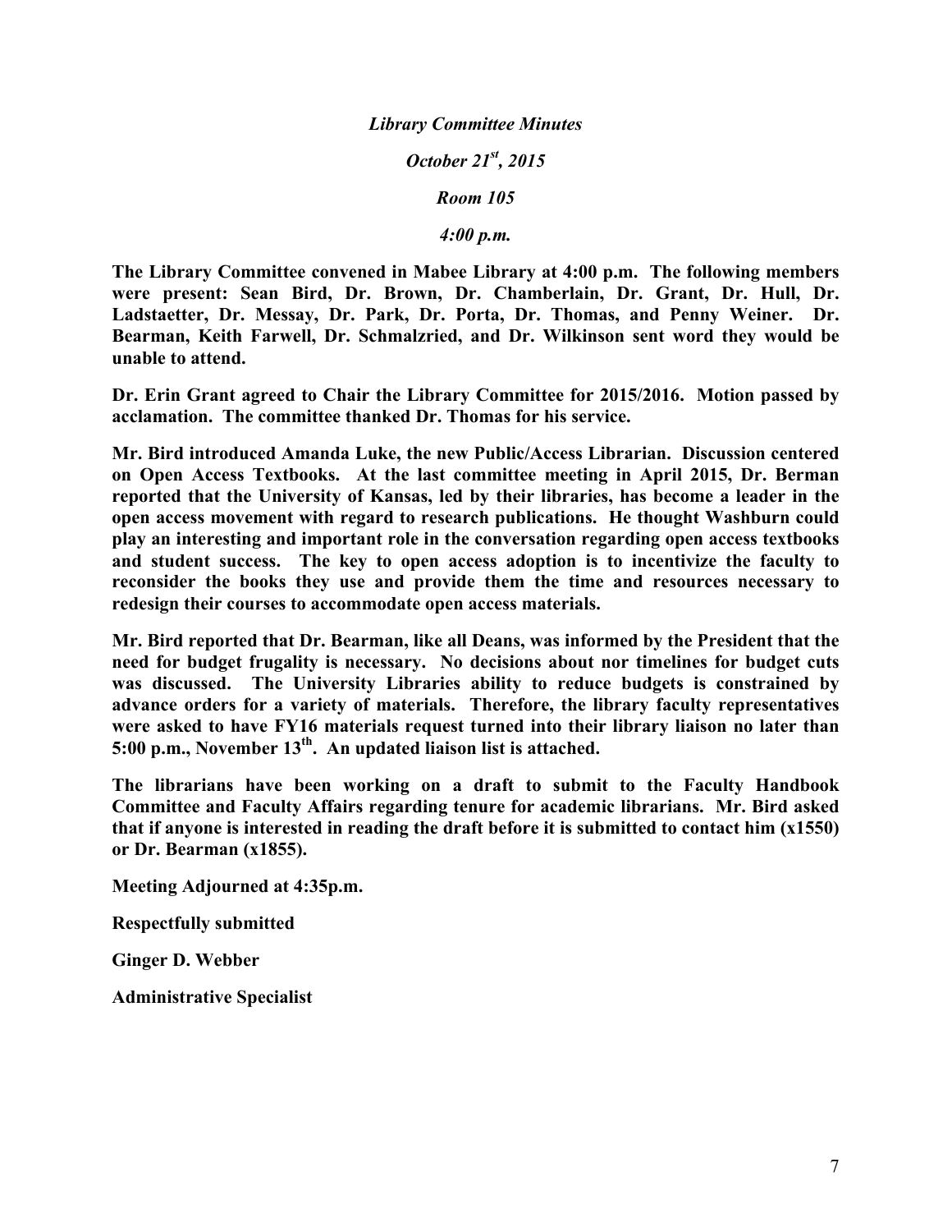*Library Committee Minutes*

*October 21st, 2015*

*Room 105*

*4:00 p.m.*

**The Library Committee convened in Mabee Library at 4:00 p.m. The following members were present: Sean Bird, Dr. Brown, Dr. Chamberlain, Dr. Grant, Dr. Hull, Dr. Ladstaetter, Dr. Messay, Dr. Park, Dr. Porta, Dr. Thomas, and Penny Weiner. Dr. Bearman, Keith Farwell, Dr. Schmalzried, and Dr. Wilkinson sent word they would be unable to attend.**

**Dr. Erin Grant agreed to Chair the Library Committee for 2015/2016. Motion passed by acclamation. The committee thanked Dr. Thomas for his service.**

**Mr. Bird introduced Amanda Luke, the new Public/Access Librarian. Discussion centered on Open Access Textbooks. At the last committee meeting in April 2015, Dr. Berman reported that the University of Kansas, led by their libraries, has become a leader in the open access movement with regard to research publications. He thought Washburn could play an interesting and important role in the conversation regarding open access textbooks and student success. The key to open access adoption is to incentivize the faculty to reconsider the books they use and provide them the time and resources necessary to redesign their courses to accommodate open access materials.**

**Mr. Bird reported that Dr. Bearman, like all Deans, was informed by the President that the need for budget frugality is necessary. No decisions about nor timelines for budget cuts was discussed. The University Libraries ability to reduce budgets is constrained by advance orders for a variety of materials. Therefore, the library faculty representatives were asked to have FY16 materials request turned into their library liaison no later than 5:00 p.m., November 13th. An updated liaison list is attached.**

**The librarians have been working on a draft to submit to the Faculty Handbook Committee and Faculty Affairs regarding tenure for academic librarians. Mr. Bird asked that if anyone is interested in reading the draft before it is submitted to contact him (x1550) or Dr. Bearman (x1855).**

**Meeting Adjourned at 4:35p.m.**

**Respectfully submitted**

**Ginger D. Webber**

**Administrative Specialist**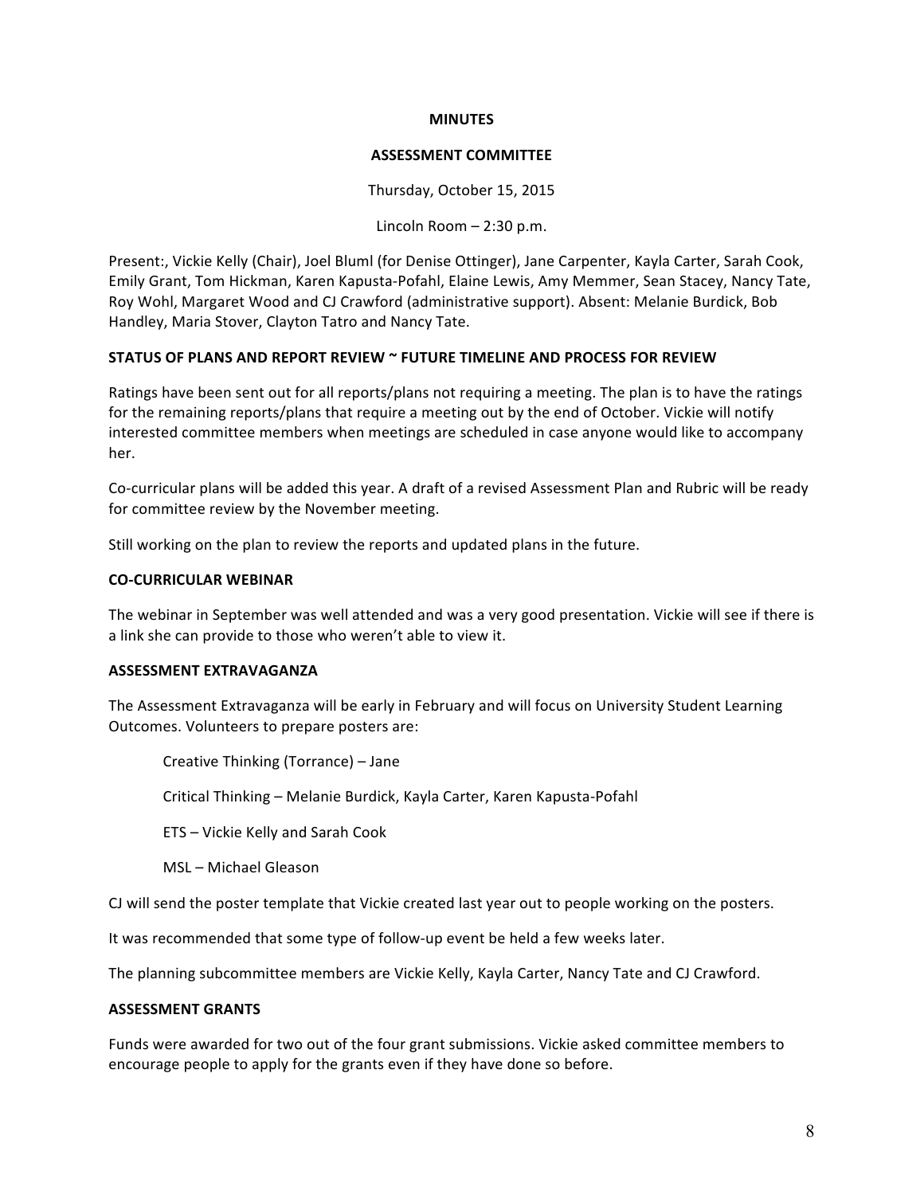**MINUTES**

**ASSESSMENT COMMITTEE**

Thursday, October 15, 2015

Lincoln Room – 2:30 p.m.

Present:, Vickie Kelly (Chair), Joel Bluml (for Denise Ottinger), Jane Carpenter, Kayla Carter, Sarah Cook, Emily Grant, Tom Hickman, Karen Kapusta-Pofahl, Elaine Lewis, Amy Memmer, Sean Stacey, Nancy Tate, Roy Wohl, Margaret Wood and CJ Crawford (administrative support). Absent: Melanie Burdick, Bob Handley, Maria Stover, Clayton Tatro and Nancy Tate.

**STATUS OF PLANS AND REPORT REVIEW ~ FUTURE TIMELINE AND PROCESS FOR REVIEW**

Ratings have been sent out for all reports/plans not requiring a meeting. The plan is to have the ratings for the remaining reports/plans that require a meeting out by the end of October. Vickie will notify interested committee members when meetings are scheduled in case anyone would like to accompany her.

Co-curricular plans will be added this year. A draft of a revised Assessment Plan and Rubric will be ready for committee review by the November meeting.

Still working on the plan to review the reports and updated plans in the future.

**CO-CURRICULAR WEBINAR**

The webinar in September was well attended and was a very good presentation. Vickie will see if there is a link she can provide to those who weren't able to view it.

**ASSESSMENT EXTRAVAGANZA**

The Assessment Extravaganza will be early in February and will focus on University Student Learning Outcomes. Volunteers to prepare posters are:

Creative Thinking (Torrance) – Jane

Critical Thinking – Melanie Burdick, Kayla Carter, Karen Kapusta-Pofahl

ETS – Vickie Kelly and Sarah Cook

MSL – Michael Gleason

CJ will send the poster template that Vickie created last year out to people working on the posters.

It was recommended that some type of follow-up event be held a few weeks later.

The planning subcommittee members are Vickie Kelly, Kayla Carter, Nancy Tate and CJ Crawford.

**ASSESSMENT GRANTS**

Funds were awarded for two out of the four grant submissions. Vickie asked committee members to encourage people to apply for the grants even if they have done so before.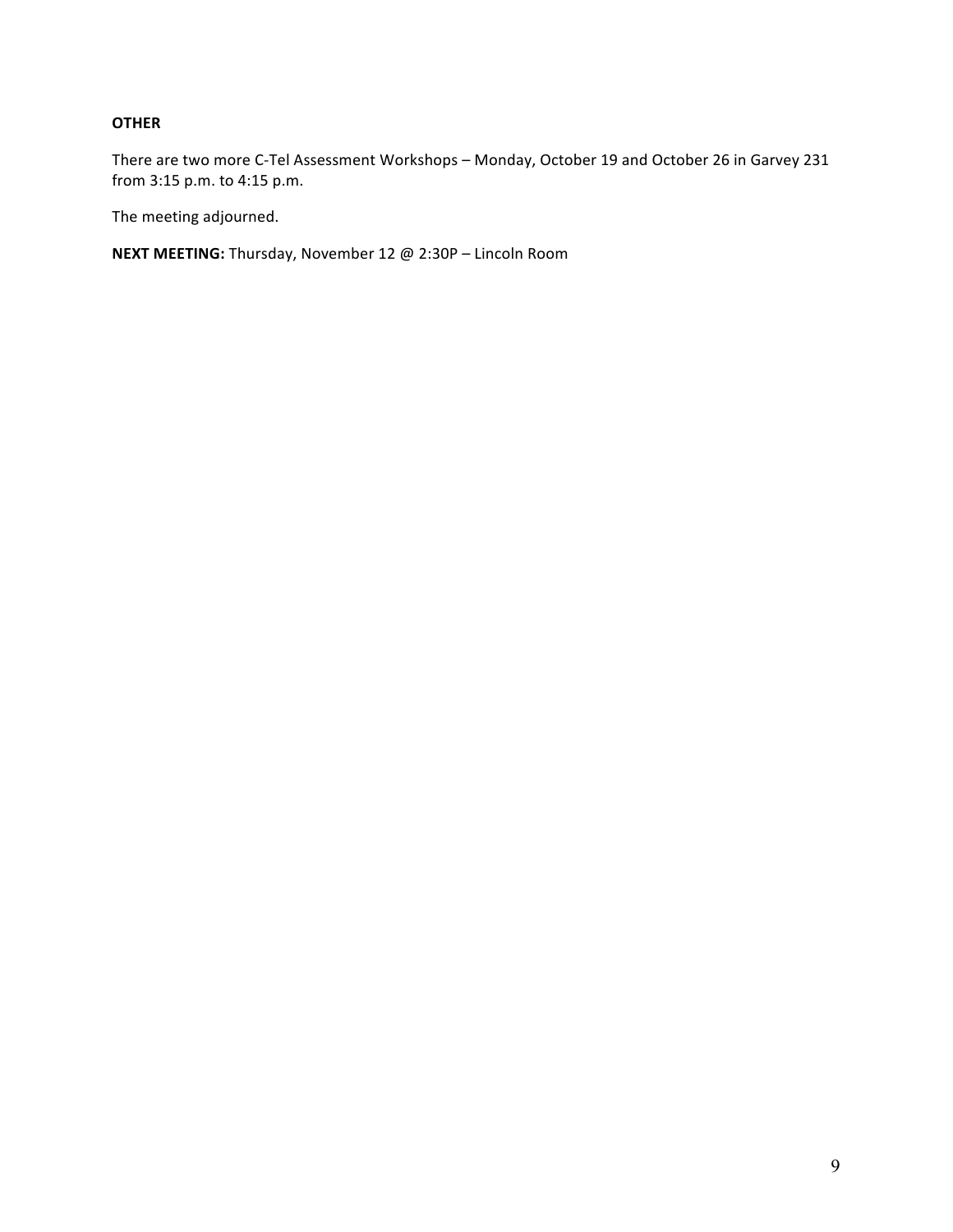**OTHER**

There are two more C-Tel Assessment Workshops – Monday, October 19 and October 26 in Garvey 231 from 3:15 p.m. to 4:15 p.m.

The meeting adjourned.

**NEXT MEETING:** Thursday, November 12 @ 2:30P – Lincoln Room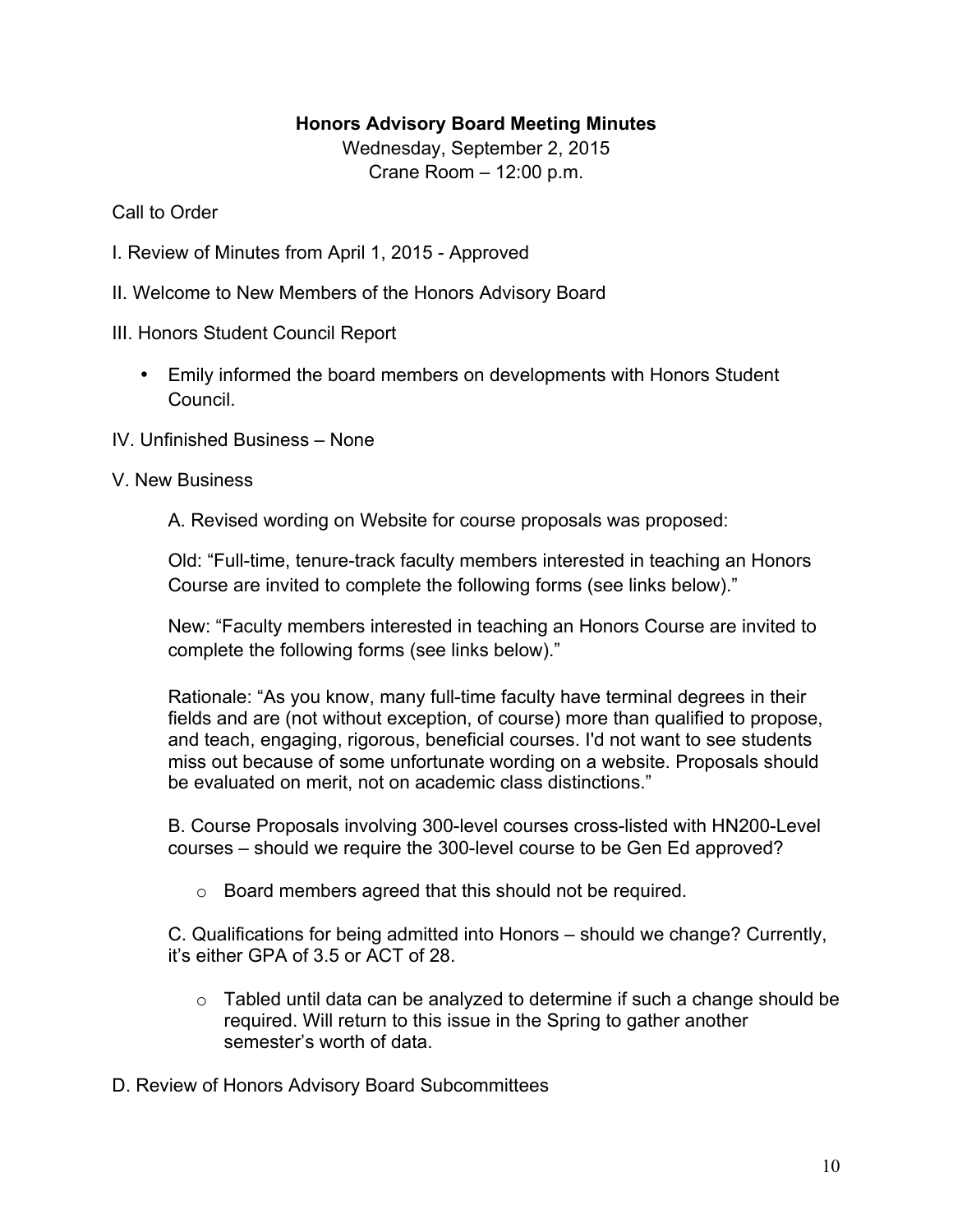## Honors Advisory Board Meeting Minutes

Wednesday, September 2, 2015
Crane Room – 12:00 p.m.

Call to Order

I. Review of Minutes from April 1, 2015 - Approved

II. Welcome to New Members of the Honors Advisory Board

III. Honors Student Council Report

- Emily informed the board members on developments with Honors Student Council.

IV. Unfinished Business – None

V. New Business

A. Revised wording on Website for course proposals was proposed:

Old: "Full-time, tenure-track faculty members interested in teaching an Honors Course are invited to complete the following forms (see links below)."

New: "Faculty members interested in teaching an Honors Course are invited to complete the following forms (see links below)."

Rationale: "As you know, many full-time faculty have terminal degrees in their fields and are (not without exception, of course) more than qualified to propose, and teach, engaging, rigorous, beneficial courses. I'd not want to see students miss out because of some unfortunate wording on a website. Proposals should be evaluated on merit, not on academic class distinctions."

B. Course Proposals involving 300-level courses cross-listed with HN200-Level courses – should we require the 300-level course to be Gen Ed approved?

- Board members agreed that this should not be required.

C. Qualifications for being admitted into Honors – should we change? Currently, it's either GPA of 3.5 or ACT of 28.

- Tabled until data can be analyzed to determine if such a change should be required. Will return to this issue in the Spring to gather another semester's worth of data.

D. Review of Honors Advisory Board Subcommittees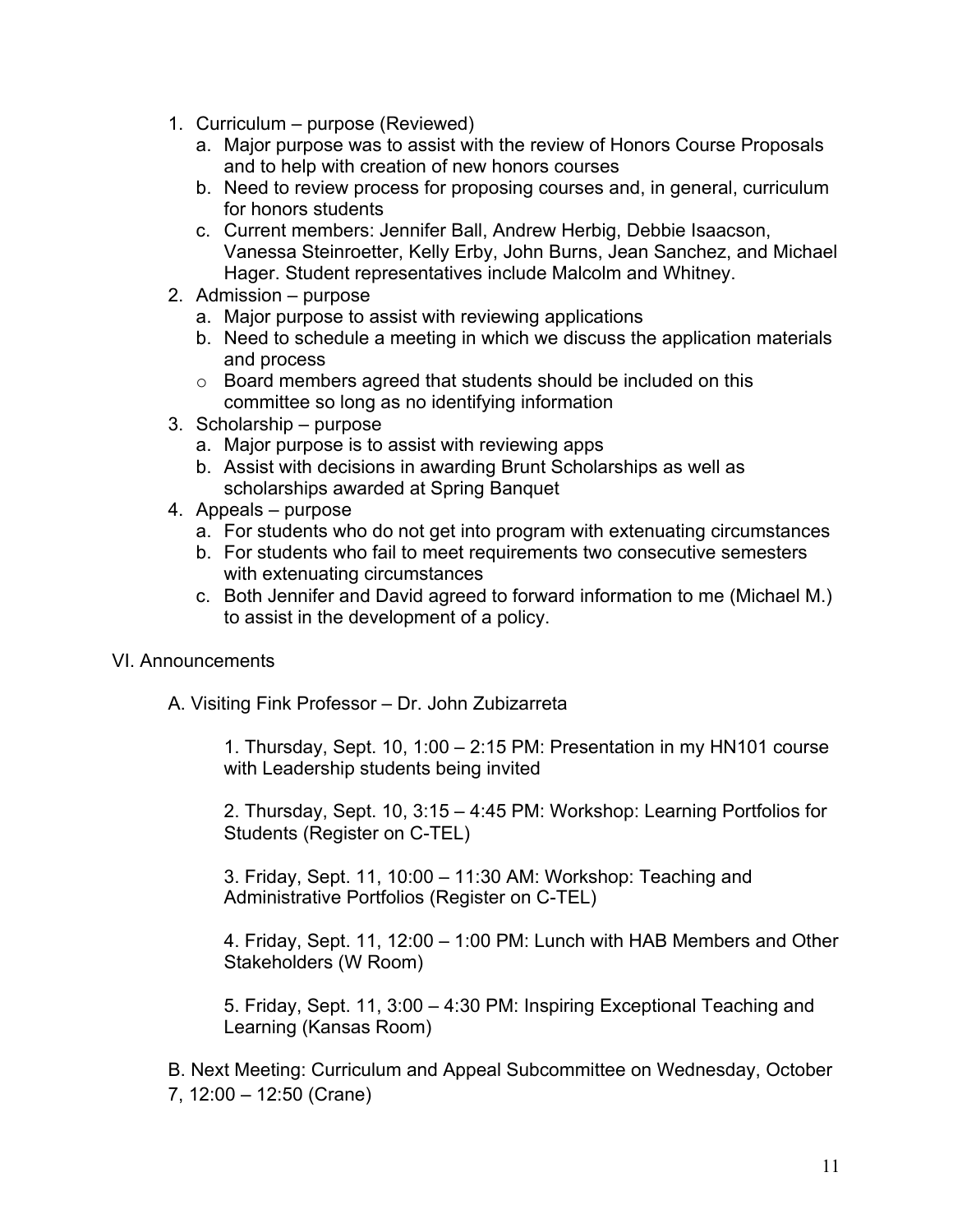1. Curriculum – purpose (Reviewed)
   a. Major purpose was to assist with the review of Honors Course Proposals and to help with creation of new honors courses
   b. Need to review process for proposing courses and, in general, curriculum for honors students
   c. Current members: Jennifer Ball, Andrew Herbig, Debbie Isaacson, Vanessa Steinroetter, Kelly Erby, John Burns, Jean Sanchez, and Michael Hager. Student representatives include Malcolm and Whitney.
2. Admission – purpose
   a. Major purpose to assist with reviewing applications
   b. Need to schedule a meeting in which we discuss the application materials and process
   - Board members agreed that students should be included on this committee so long as no identifying information
3. Scholarship – purpose
   a. Major purpose is to assist with reviewing apps
   b. Assist with decisions in awarding Brunt Scholarships as well as scholarships awarded at Spring Banquet
4. Appeals – purpose
   a. For students who do not get into program with extenuating circumstances
   b. For students who fail to meet requirements two consecutive semesters with extenuating circumstances
   c. Both Jennifer and David agreed to forward information to me (Michael M.) to assist in the development of a policy.

VI. Announcements

A. Visiting Fink Professor – Dr. John Zubizarreta

1. Thursday, Sept. 10, 1:00 – 2:15 PM: Presentation in my HN101 course with Leadership students being invited

2. Thursday, Sept. 10, 3:15 – 4:45 PM: Workshop: Learning Portfolios for Students (Register on C-TEL)

3. Friday, Sept. 11, 10:00 – 11:30 AM: Workshop: Teaching and Administrative Portfolios (Register on C-TEL)

4. Friday, Sept. 11, 12:00 – 1:00 PM: Lunch with HAB Members and Other Stakeholders (W Room)

5. Friday, Sept. 11, 3:00 – 4:30 PM: Inspiring Exceptional Teaching and Learning (Kansas Room)

B. Next Meeting: Curriculum and Appeal Subcommittee on Wednesday, October 7, 12:00 – 12:50 (Crane)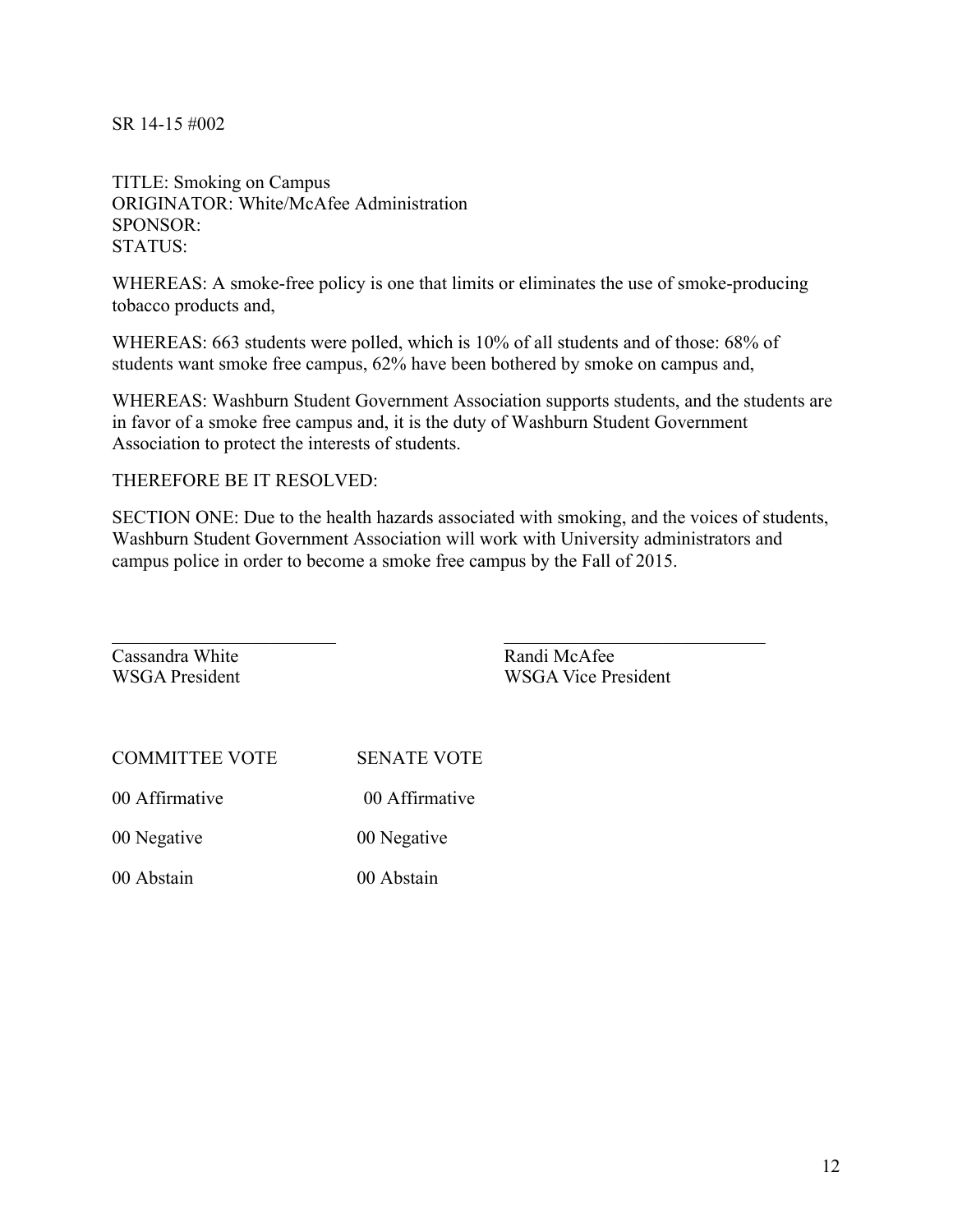SR 14-15 #002

TITLE: Smoking on Campus
ORIGINATOR: White/McAfee Administration
SPONSOR:
STATUS:

WHEREAS: A smoke-free policy is one that limits or eliminates the use of smoke-producing tobacco products and,

WHEREAS: 663 students were polled, which is 10% of all students and of those: 68% of students want smoke free campus, 62% have been bothered by smoke on campus and,

WHEREAS: Washburn Student Government Association supports students, and the students are in favor of a smoke free campus and, it is the duty of Washburn Student Government Association to protect the interests of students.

THEREFORE BE IT RESOLVED:

SECTION ONE: Due to the health hazards associated with smoking, and the voices of students, Washburn Student Government Association will work with University administrators and campus police in order to become a smoke free campus by the Fall of 2015.

| | |
|---|---|
| \_\_\_\_\_\_\_\_\_\_\_\_\_\_\_\_\_\_\_\_\_\_\_\_ | \_\_\_\_\_\_\_\_\_\_\_\_\_\_\_\_\_\_\_\_\_\_\_\_\_\_\_\_ |
| Cassandra White | Randi McAfee |
| WSGA President | WSGA Vice President |

| COMMITTEE VOTE | SENATE VOTE |
|---|---|
| 00 Affirmative | 00 Affirmative |
| 00 Negative | 00 Negative |
| 00 Abstain | 00 Abstain |